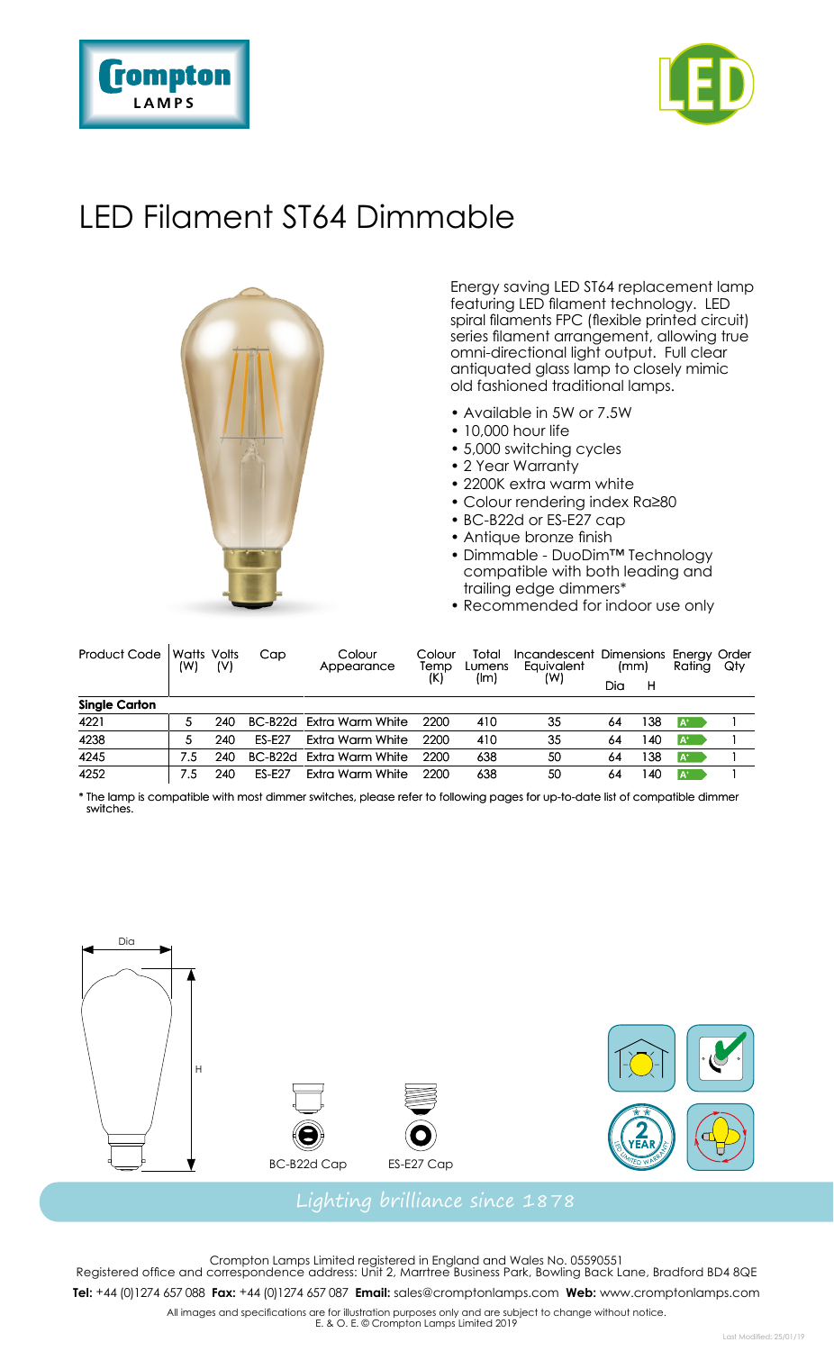# LED Filament ST64 Dimmable

Energy saving LED ST64 replacement lamp featuring LED filament technology. LED spiral filaments FPC (flexible printed circuit) series filament arrangement, allowing true omni-directional light output. Full clear antiquated glass lamp to closely mimic old fashioned traditional lamps.

- Available in 5W or 7.5W
- 10,000 hour life
- 5,000 switching cycles
- 2 Year Warranty
- 2200K extra warm white
- Colour rendering index Ra≥80
- BC-B22d or ES-E27 cap
- Antique bronze finish
- Dimmable - DuoDim™ Technology compatible with both leading and trailing edge dimmers*
- Recommended for indoor use only

| Product Code | Watts (W) | Volts (V) | Cap | Colour Appearance | Colour Temp (K) | Total Lumens (lm) | Incandescent Equivalent (W) | Dimensions (mm) | | Energy Rating | Order Qty |
|---|---|---|---|---|---|---|---|---|---|---|---|
| | | | | | | | | Dia | H | | |
| **Single Carton** | | | | | | | | | | | |
| 4221 | 5 | 240 | BC-B22d | Extra Warm White | 2200 | 410 | 35 | 64 | 138 | A+ | 1 |
| 4238 | 5 | 240 | ES-E27 | Extra Warm White | 2200 | 410 | 35 | 64 | 140 | A+ | 1 |
| 4245 | 7.5 | 240 | BC-B22d | Extra Warm White | 2200 | 638 | 50 | 64 | 138 | A+ | 1 |
| 4252 | 7.5 | 240 | ES-E27 | Extra Warm White | 2200 | 638 | 50 | 64 | 140 | A+ | 1 |

* The lamp is compatible with most dimmer switches, please refer to following pages for up-to-date list of compatible dimmer switches.

Dia

H

BC-B22d Cap

ES-E27 Cap

Lighting brilliance since 1878

Crompton Lamps Limited registered in England and Wales No. 05590551
Registered office and correspondence address: Unit 2, Marrtree Business Park, Bowling Back Lane, Bradford BD4 8QE

**Tel:** +44 (0)1274 657 088 **Fax:** +44 (0)1274 657 087 **Email:** sales@cromptonlamps.com **Web:** www.cromptonlamps.com

All images and specifications are for illustration purposes only and are subject to change without notice.
E. & O. E. © Crompton Lamps Limited 2019

Last Modified: 25/01/19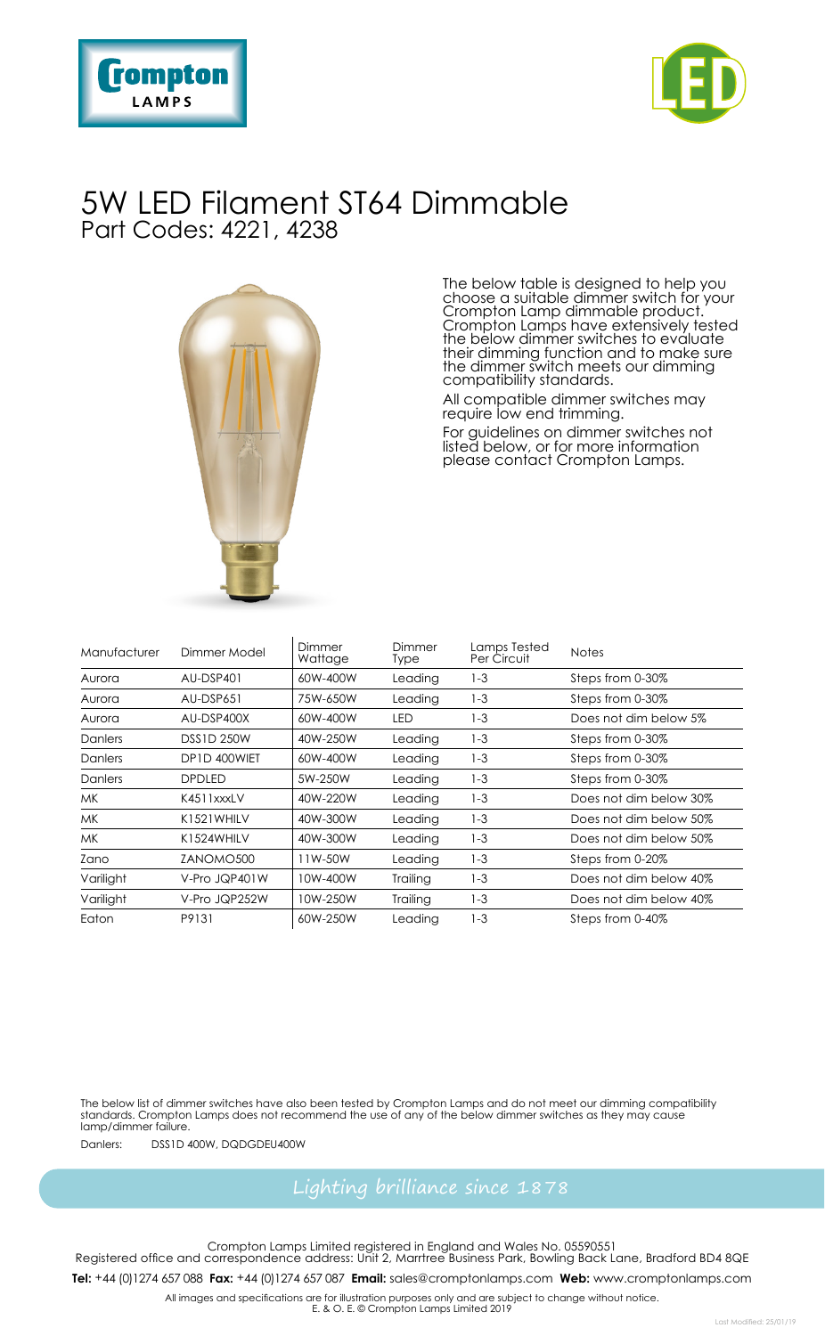# 5W LED Filament ST64 Dimmable

## Part Codes: 4221, 4238

The below table is designed to help you choose a suitable dimmer switch for your Crompton Lamp dimmable product. Crompton Lamps have extensively tested the below dimmer switches to evaluate their dimming function and to make sure the dimmer switch meets our dimming compatibility standards.

All compatible dimmer switches may require low end trimming.

For guidelines on dimmer switches not listed below, or for more information please contact Crompton Lamps.

| Manufacturer | Dimmer Model | Dimmer Wattage | Dimmer Type | Lamps Tested Per Circuit | Notes |
|---|---|---|---|---|---|
| Aurora | AU-DSP401 | 60W-400W | Leading | 1-3 | Steps from 0-30% |
| Aurora | AU-DSP651 | 75W-650W | Leading | 1-3 | Steps from 0-30% |
| Aurora | AU-DSP400X | 60W-400W | LED | 1-3 | Does not dim below 5% |
| Danlers | DSS1D 250W | 40W-250W | Leading | 1-3 | Steps from 0-30% |
| Danlers | DP1D 400WIET | 60W-400W | Leading | 1-3 | Steps from 0-30% |
| Danlers | DPDLED | 5W-250W | Leading | 1-3 | Steps from 0-30% |
| MK | K4511xxxLV | 40W-220W | Leading | 1-3 | Does not dim below 30% |
| MK | K1521WHILV | 40W-300W | Leading | 1-3 | Does not dim below 50% |
| MK | K1524WHILV | 40W-300W | Leading | 1-3 | Does not dim below 50% |
| Zano | ZANOMO500 | 11W-50W | Leading | 1-3 | Steps from 0-20% |
| Varilight | V-Pro JQP401W | 10W-400W | Trailing | 1-3 | Does not dim below 40% |
| Varilight | V-Pro JQP252W | 10W-250W | Trailing | 1-3 | Does not dim below 40% |
| Eaton | P9131 | 60W-250W | Leading | 1-3 | Steps from 0-40% |

The below list of dimmer switches have also been tested by Crompton Lamps and do not meet our dimming compatibility standards. Crompton Lamps does not recommend the use of any of the below dimmer switches as they may cause lamp/dimmer failure.

Danlers: DSS1D 400W, DQDGDEU400W

*Lighting brilliance since 1878*

Crompton Lamps Limited registered in England and Wales No. 05590551
Registered office and correspondence address: Unit 2, Marrtree Business Park, Bowling Back Lane, Bradford BD4 8QE

**Tel:** +44 (0)1274 657 088 **Fax:** +44 (0)1274 657 087 **Email:** sales@cromptonlamps.com **Web:** www.cromptonlamps.com

All images and specifications are for illustration purposes only and are subject to change without notice.
E. & O. E. © Crompton Lamps Limited 2019

Last Modified: 25/01/19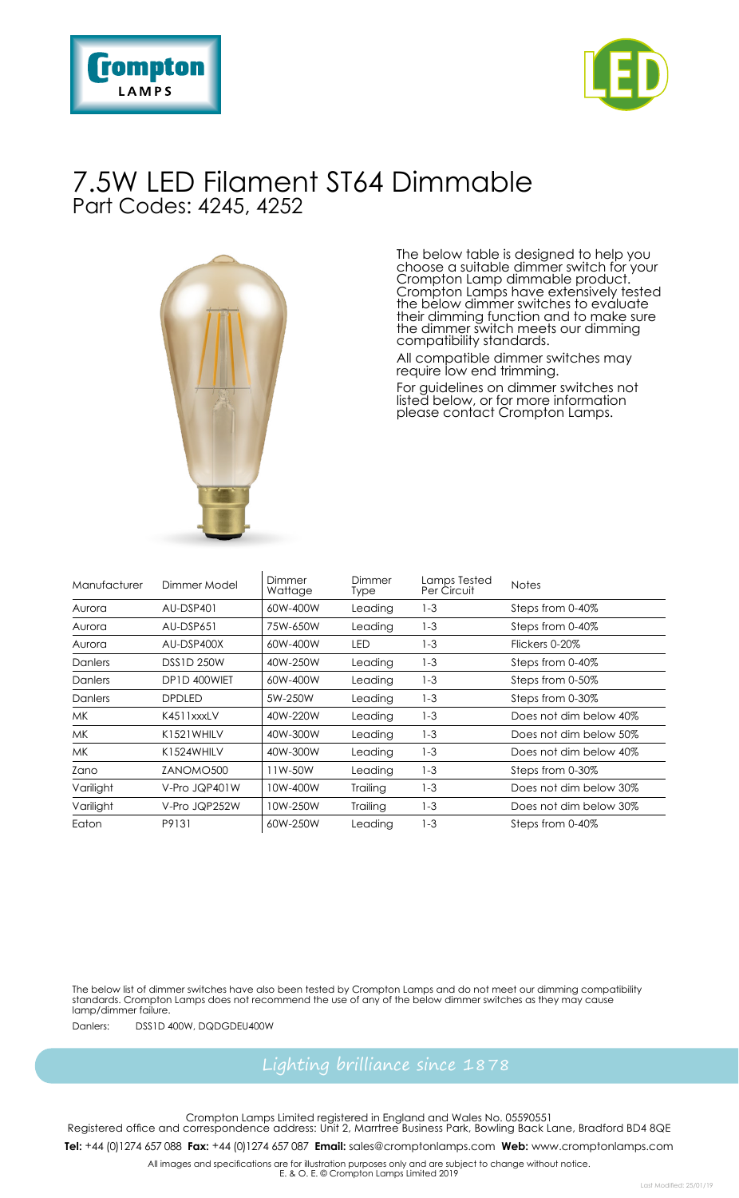# 7.5W LED Filament ST64 Dimmable

## Part Codes: 4245, 4252

The below table is designed to help you choose a suitable dimmer switch for your Crompton Lamp dimmable product. Crompton Lamps have extensively tested the below dimmer switches to evaluate their dimming function and to make sure the dimmer switch meets our dimming compatibility standards.

All compatible dimmer switches may require low end trimming.

For guidelines on dimmer switches not listed below, or for more information please contact Crompton Lamps.

| Manufacturer | Dimmer Model | Dimmer Wattage | Dimmer Type | Lamps Tested Per Circuit | Notes |
|---|---|---|---|---|---|
| Aurora | AU-DSP401 | 60W-400W | Leading | 1-3 | Steps from 0-40% |
| Aurora | AU-DSP651 | 75W-650W | Leading | 1-3 | Steps from 0-40% |
| Aurora | AU-DSP400X | 60W-400W | LED | 1-3 | Flickers 0-20% |
| Danlers | DSS1D 250W | 40W-250W | Leading | 1-3 | Steps from 0-40% |
| Danlers | DP1D 400WIET | 60W-400W | Leading | 1-3 | Steps from 0-50% |
| Danlers | DPDLED | 5W-250W | Leading | 1-3 | Steps from 0-30% |
| MK | K4511xxxLV | 40W-220W | Leading | 1-3 | Does not dim below 40% |
| MK | K1521WHILV | 40W-300W | Leading | 1-3 | Does not dim below 50% |
| MK | K1524WHILV | 40W-300W | Leading | 1-3 | Does not dim below 40% |
| Zano | ZANOMO500 | 11W-50W | Leading | 1-3 | Steps from 0-30% |
| Varilight | V-Pro JQP401W | 10W-400W | Trailing | 1-3 | Does not dim below 30% |
| Varilight | V-Pro JQP252W | 10W-250W | Trailing | 1-3 | Does not dim below 30% |
| Eaton | P9131 | 60W-250W | Leading | 1-3 | Steps from 0-40% |

The below list of dimmer switches have also been tested by Crompton Lamps and do not meet our dimming compatibility standards. Crompton Lamps does not recommend the use of any of the below dimmer switches as they may cause lamp/dimmer failure.

Danlers: DSS1D 400W, DQDGDEU400W

*Lighting brilliance since 1878*

Crompton Lamps Limited registered in England and Wales No. 05590551
Registered office and correspondence address: Unit 2, Marrtree Business Park, Bowling Back Lane, Bradford BD4 8QE

**Tel:** +44 (0)1274 657 088 **Fax:** +44 (0)1274 657 087 **Email:** sales@cromptonlamps.com **Web:** www.cromptonlamps.com

All images and specifications are for illustration purposes only and are subject to change without notice.
E. & O. E. © Crompton Lamps Limited 2019

Last Modified: 25/01/19